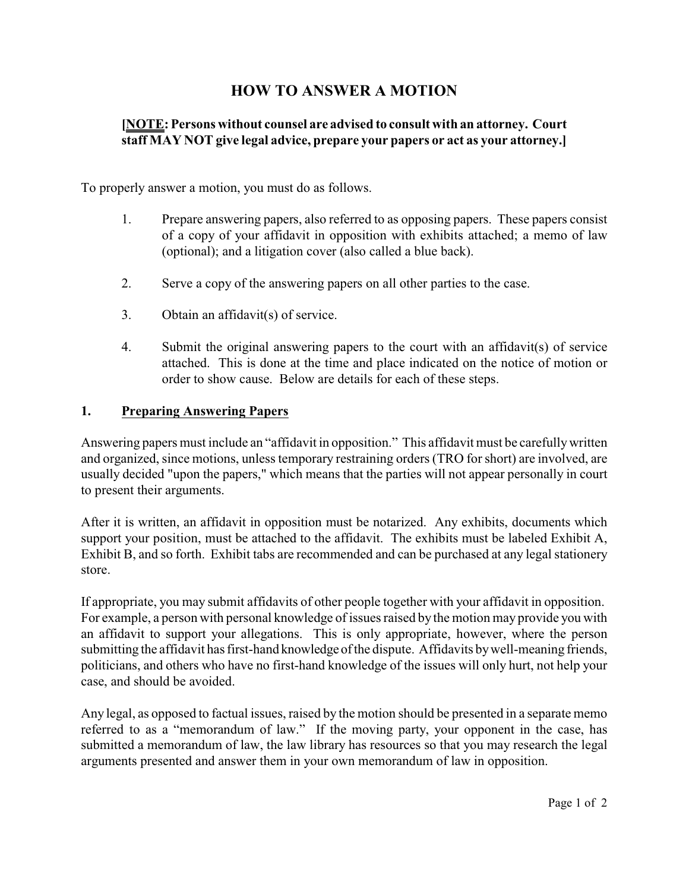# HOW TO ANSWER A MOTION

**[<u>NOTE</u>: Persons without counsel are advised to consult with an attorney. Court staff MAY NOT give legal advice, prepare your papers or act as your attorney.]**

To properly answer a motion, you must do as follows.

1. Prepare answering papers, also referred to as opposing papers. These papers consist of a copy of your affidavit in opposition with exhibits attached; a memo of law (optional); and a litigation cover (also called a blue back).

2. Serve a copy of the answering papers on all other parties to the case.

3. Obtain an affidavit(s) of service.

4. Submit the original answering papers to the court with an affidavit(s) of service attached. This is done at the time and place indicated on the notice of motion or order to show cause. Below are details for each of these steps.

## 1. <u>Preparing Answering Papers</u>

Answering papers must include an "affidavit in opposition." This affidavit must be carefully written and organized, since motions, unless temporary restraining orders (TRO for short) are involved, are usually decided "upon the papers," which means that the parties will not appear personally in court to present their arguments.

After it is written, an affidavit in opposition must be notarized. Any exhibits, documents which support your position, must be attached to the affidavit. The exhibits must be labeled Exhibit A, Exhibit B, and so forth. Exhibit tabs are recommended and can be purchased at any legal stationery store.

If appropriate, you may submit affidavits of other people together with your affidavit in opposition. For example, a person with personal knowledge of issues raised by the motion may provide you with an affidavit to support your allegations. This is only appropriate, however, where the person submitting the affidavit has first-hand knowledge of the dispute. Affidavits by well-meaning friends, politicians, and others who have no first-hand knowledge of the issues will only hurt, not help your case, and should be avoided.

Any legal, as opposed to factual issues, raised by the motion should be presented in a separate memo referred to as a "memorandum of law." If the moving party, your opponent in the case, has submitted a memorandum of law, the law library has resources so that you may research the legal arguments presented and answer them in your own memorandum of law in opposition.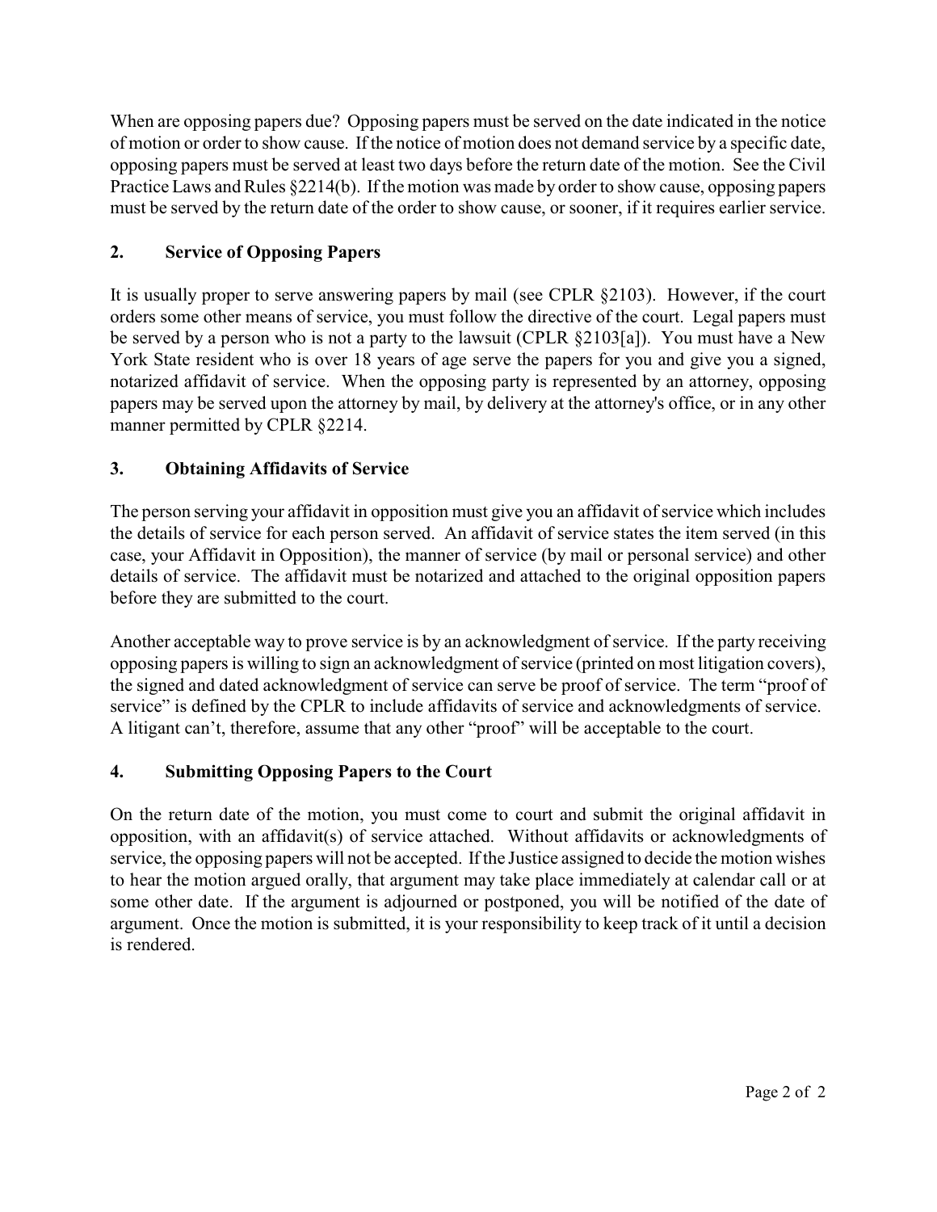When are opposing papers due? Opposing papers must be served on the date indicated in the notice of motion or order to show cause. If the notice of motion does not demand service by a specific date, opposing papers must be served at least two days before the return date of the motion. See the Civil Practice Laws and Rules §2214(b). If the motion was made by order to show cause, opposing papers must be served by the return date of the order to show cause, or sooner, if it requires earlier service.

## 2. Service of Opposing Papers

It is usually proper to serve answering papers by mail (see CPLR §2103). However, if the court orders some other means of service, you must follow the directive of the court. Legal papers must be served by a person who is not a party to the lawsuit (CPLR §2103[a]). You must have a New York State resident who is over 18 years of age serve the papers for you and give you a signed, notarized affidavit of service. When the opposing party is represented by an attorney, opposing papers may be served upon the attorney by mail, by delivery at the attorney's office, or in any other manner permitted by CPLR §2214.

## 3. Obtaining Affidavits of Service

The person serving your affidavit in opposition must give you an affidavit of service which includes the details of service for each person served. An affidavit of service states the item served (in this case, your Affidavit in Opposition), the manner of service (by mail or personal service) and other details of service. The affidavit must be notarized and attached to the original opposition papers before they are submitted to the court.

Another acceptable way to prove service is by an acknowledgment of service. If the party receiving opposing papers is willing to sign an acknowledgment of service (printed on most litigation covers), the signed and dated acknowledgment of service can serve be proof of service. The term "proof of service" is defined by the CPLR to include affidavits of service and acknowledgments of service. A litigant can't, therefore, assume that any other "proof" will be acceptable to the court.

## 4. Submitting Opposing Papers to the Court

On the return date of the motion, you must come to court and submit the original affidavit in opposition, with an affidavit(s) of service attached. Without affidavits or acknowledgments of service, the opposing papers will not be accepted. If the Justice assigned to decide the motion wishes to hear the motion argued orally, that argument may take place immediately at calendar call or at some other date. If the argument is adjourned or postponed, you will be notified of the date of argument. Once the motion is submitted, it is your responsibility to keep track of it until a decision is rendered.